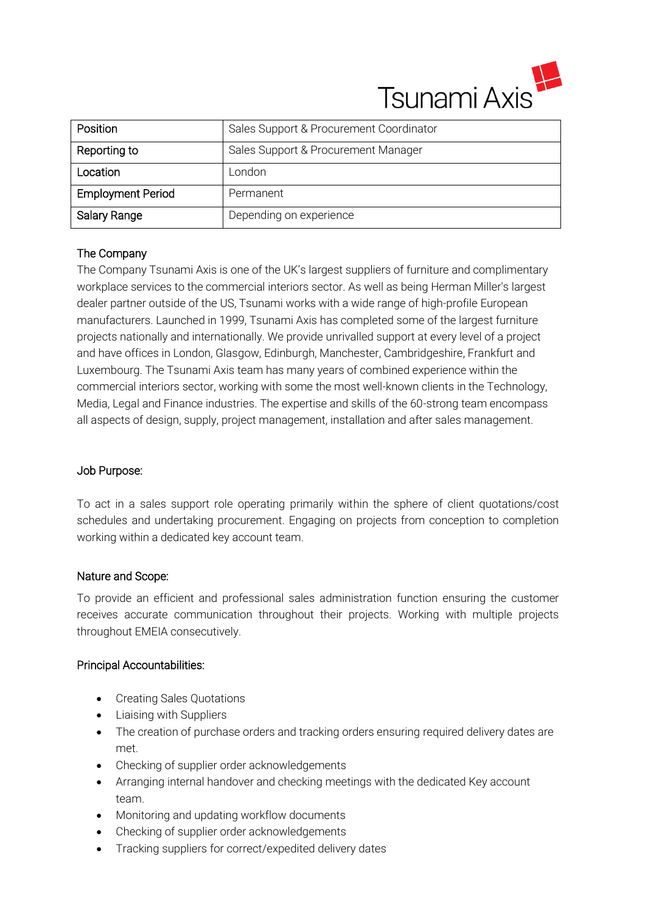Tsunami Axis

| Position | Sales Support & Procurement Coordinator |
|---|---|
| Reporting to | Sales Support & Procurement Manager |
| Location | London |
| Employment Period | Permanent |
| Salary Range | Depending on experience |

## The Company

The Company Tsunami Axis is one of the UK's largest suppliers of furniture and complimentary workplace services to the commercial interiors sector. As well as being Herman Miller's largest dealer partner outside of the US, Tsunami works with a wide range of high-profile European manufacturers. Launched in 1999, Tsunami Axis has completed some of the largest furniture projects nationally and internationally. We provide unrivalled support at every level of a project and have offices in London, Glasgow, Edinburgh, Manchester, Cambridgeshire, Frankfurt and Luxembourg. The Tsunami Axis team has many years of combined experience within the commercial interiors sector, working with some the most well-known clients in the Technology, Media, Legal and Finance industries. The expertise and skills of the 60-strong team encompass all aspects of design, supply, project management, installation and after sales management.

## Job Purpose:

To act in a sales support role operating primarily within the sphere of client quotations/cost schedules and undertaking procurement. Engaging on projects from conception to completion working within a dedicated key account team.

## Nature and Scope:

To provide an efficient and professional sales administration function ensuring the customer receives accurate communication throughout their projects. Working with multiple projects throughout EMEIA consecutively.

## Principal Accountabilities:

- Creating Sales Quotations
- Liaising with Suppliers
- The creation of purchase orders and tracking orders ensuring required delivery dates are met.
- Checking of supplier order acknowledgements
- Arranging internal handover and checking meetings with the dedicated Key account team.
- Monitoring and updating workflow documents
- Checking of supplier order acknowledgements
- Tracking suppliers for correct/expedited delivery dates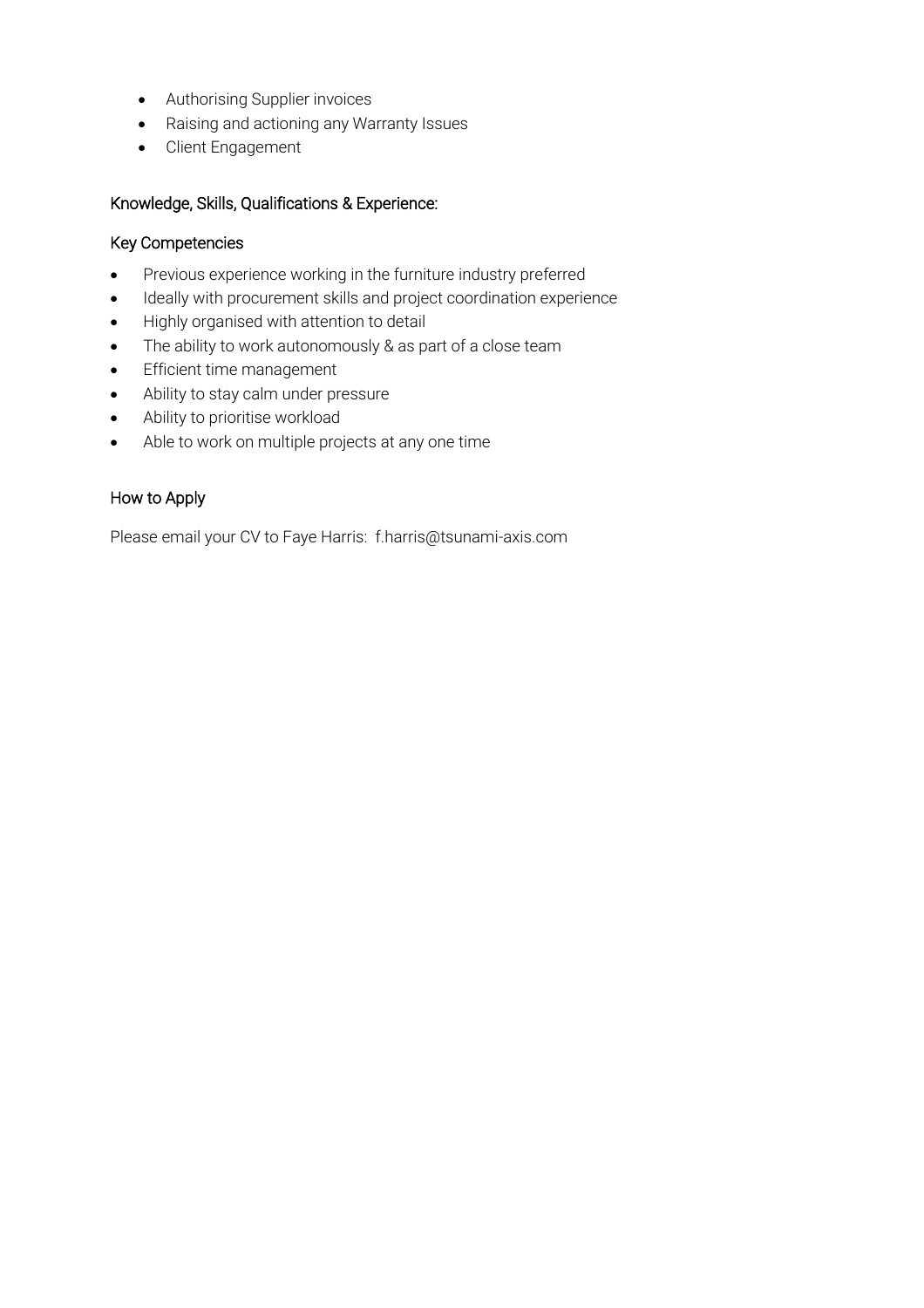- Authorising Supplier invoices
- Raising and actioning any Warranty Issues
- Client Engagement

## Knowledge, Skills, Qualifications & Experience:

### Key Competencies

- Previous experience working in the furniture industry preferred
- Ideally with procurement skills and project coordination experience
- Highly organised with attention to detail
- The ability to work autonomously & as part of a close team
- Efficient time management
- Ability to stay calm under pressure
- Ability to prioritise workload
- Able to work on multiple projects at any one time

## How to Apply

Please email your CV to Faye Harris: f.harris@tsunami-axis.com